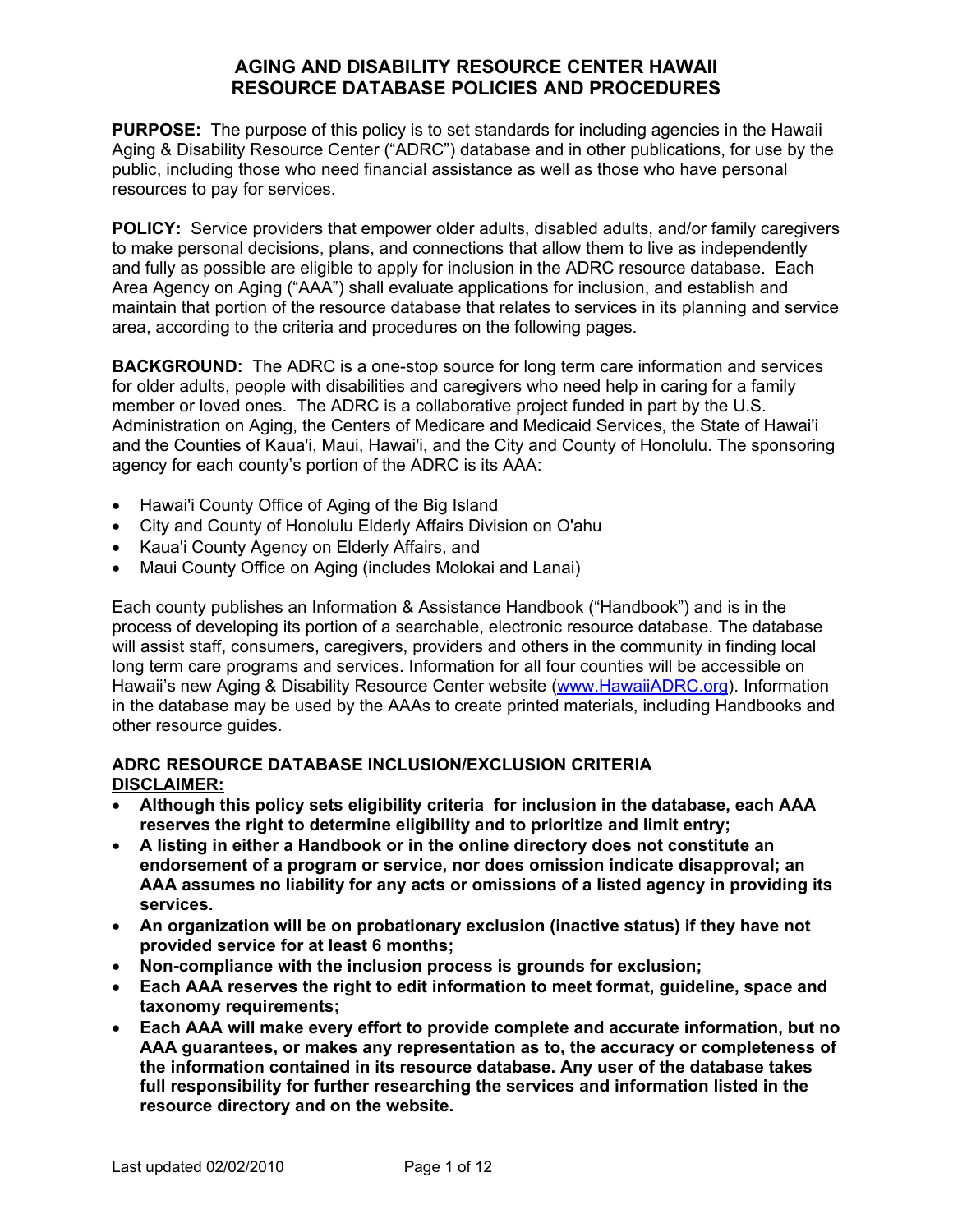# AGING AND DISABILITY RESOURCE CENTER HAWAII
# RESOURCE DATABASE POLICIES AND PROCEDURES

**PURPOSE:** The purpose of this policy is to set standards for including agencies in the Hawaii Aging & Disability Resource Center ("ADRC") database and in other publications, for use by the public, including those who need financial assistance as well as those who have personal resources to pay for services.

**POLICY:** Service providers that empower older adults, disabled adults, and/or family caregivers to make personal decisions, plans, and connections that allow them to live as independently and fully as possible are eligible to apply for inclusion in the ADRC resource database. Each Area Agency on Aging ("AAA") shall evaluate applications for inclusion, and establish and maintain that portion of the resource database that relates to services in its planning and service area, according to the criteria and procedures on the following pages.

**BACKGROUND:** The ADRC is a one-stop source for long term care information and services for older adults, people with disabilities and caregivers who need help in caring for a family member or loved ones. The ADRC is a collaborative project funded in part by the U.S. Administration on Aging, the Centers of Medicare and Medicaid Services, the State of Hawai'i and the Counties of Kaua'i, Maui, Hawai'i, and the City and County of Honolulu. The sponsoring agency for each county's portion of the ADRC is its AAA:

- Hawai'i County Office of Aging of the Big Island
- City and County of Honolulu Elderly Affairs Division on O'ahu
- Kaua'i County Agency on Elderly Affairs, and
- Maui County Office on Aging (includes Molokai and Lanai)

Each county publishes an Information & Assistance Handbook ("Handbook") and is in the process of developing its portion of a searchable, electronic resource database. The database will assist staff, consumers, caregivers, providers and others in the community in finding local long term care programs and services. Information for all four counties will be accessible on Hawaii's new Aging & Disability Resource Center website (www.HawaiiADRC.org). Information in the database may be used by the AAAs to create printed materials, including Handbooks and other resource guides.

## ADRC RESOURCE DATABASE INCLUSION/EXCLUSION CRITERIA

**DISCLAIMER:**

- **Although this policy sets eligibility criteria for inclusion in the database, each AAA reserves the right to determine eligibility and to prioritize and limit entry;**
- **A listing in either a Handbook or in the online directory does not constitute an endorsement of a program or service, nor does omission indicate disapproval; an AAA assumes no liability for any acts or omissions of a listed agency in providing its services.**
- **An organization will be on probationary exclusion (inactive status) if they have not provided service for at least 6 months;**
- **Non-compliance with the inclusion process is grounds for exclusion;**
- **Each AAA reserves the right to edit information to meet format, guideline, space and taxonomy requirements;**
- **Each AAA will make every effort to provide complete and accurate information, but no AAA guarantees, or makes any representation as to, the accuracy or completeness of the information contained in its resource database. Any user of the database takes full responsibility for further researching the services and information listed in the resource directory and on the website.**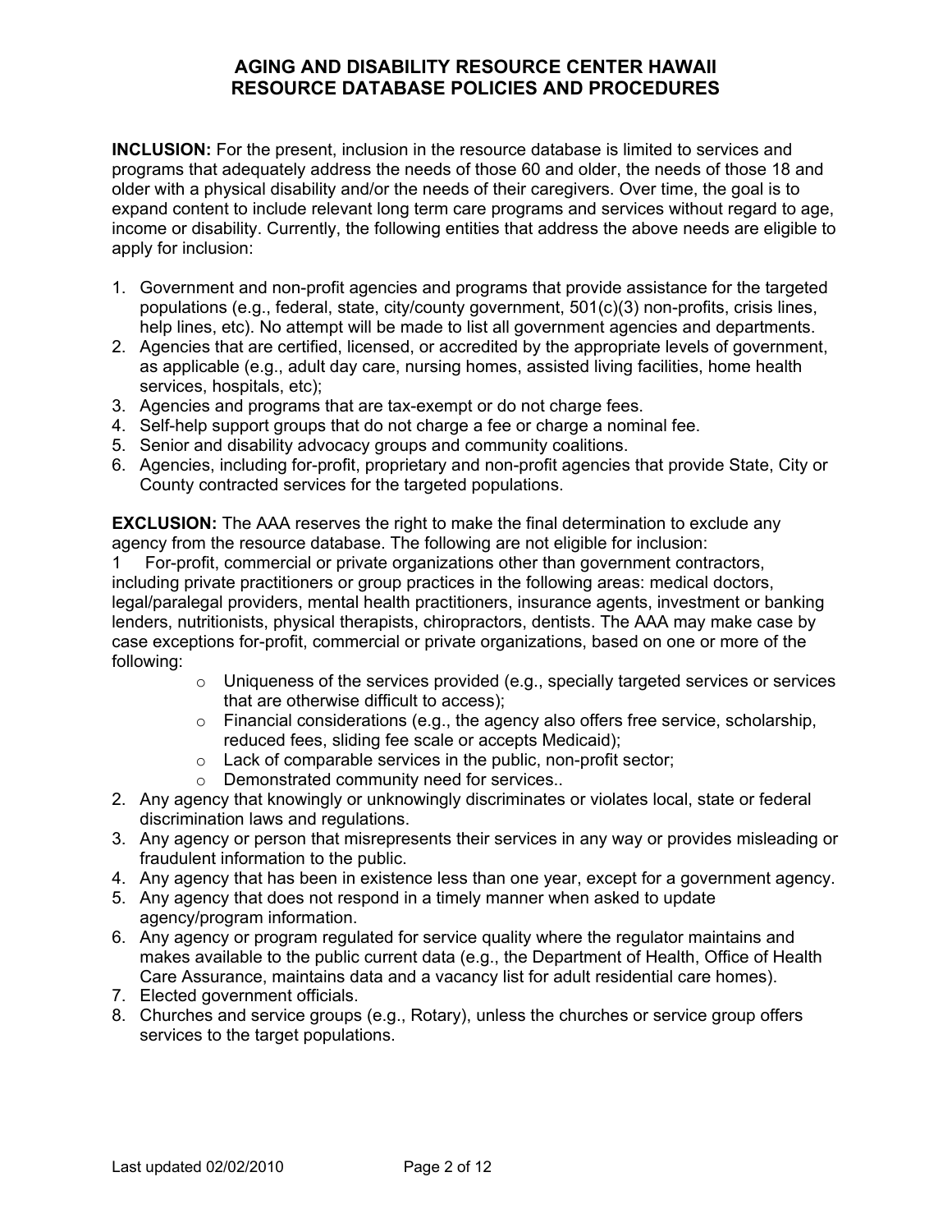# AGING AND DISABILITY RESOURCE CENTER HAWAII
# RESOURCE DATABASE POLICIES AND PROCEDURES

**INCLUSION:** For the present, inclusion in the resource database is limited to services and programs that adequately address the needs of those 60 and older, the needs of those 18 and older with a physical disability and/or the needs of their caregivers. Over time, the goal is to expand content to include relevant long term care programs and services without regard to age, income or disability. Currently, the following entities that address the above needs are eligible to apply for inclusion:

1. Government and non-profit agencies and programs that provide assistance for the targeted populations (e.g., federal, state, city/county government, 501(c)(3) non-profits, crisis lines, help lines, etc). No attempt will be made to list all government agencies and departments.
2. Agencies that are certified, licensed, or accredited by the appropriate levels of government, as applicable (e.g., adult day care, nursing homes, assisted living facilities, home health services, hospitals, etc);
3. Agencies and programs that are tax-exempt or do not charge fees.
4. Self-help support groups that do not charge a fee or charge a nominal fee.
5. Senior and disability advocacy groups and community coalitions.
6. Agencies, including for-profit, proprietary and non-profit agencies that provide State, City or County contracted services for the targeted populations.

**EXCLUSION:** The AAA reserves the right to make the final determination to exclude any agency from the resource database. The following are not eligible for inclusion:

1 For-profit, commercial or private organizations other than government contractors, including private practitioners or group practices in the following areas: medical doctors, legal/paralegal providers, mental health practitioners, insurance agents, investment or banking lenders, nutritionists, physical therapists, chiropractors, dentists. The AAA may make case by case exceptions for-profit, commercial or private organizations, based on one or more of the following:
   - Uniqueness of the services provided (e.g., specially targeted services or services that are otherwise difficult to access);
   - Financial considerations (e.g., the agency also offers free service, scholarship, reduced fees, sliding fee scale or accepts Medicaid);
   - Lack of comparable services in the public, non-profit sector;
   - Demonstrated community need for services..
2. Any agency that knowingly or unknowingly discriminates or violates local, state or federal discrimination laws and regulations.
3. Any agency or person that misrepresents their services in any way or provides misleading or fraudulent information to the public.
4. Any agency that has been in existence less than one year, except for a government agency.
5. Any agency that does not respond in a timely manner when asked to update agency/program information.
6. Any agency or program regulated for service quality where the regulator maintains and makes available to the public current data (e.g., the Department of Health, Office of Health Care Assurance, maintains data and a vacancy list for adult residential care homes).
7. Elected government officials.
8. Churches and service groups (e.g., Rotary), unless the churches or service group offers services to the target populations.

Last updated 02/02/2010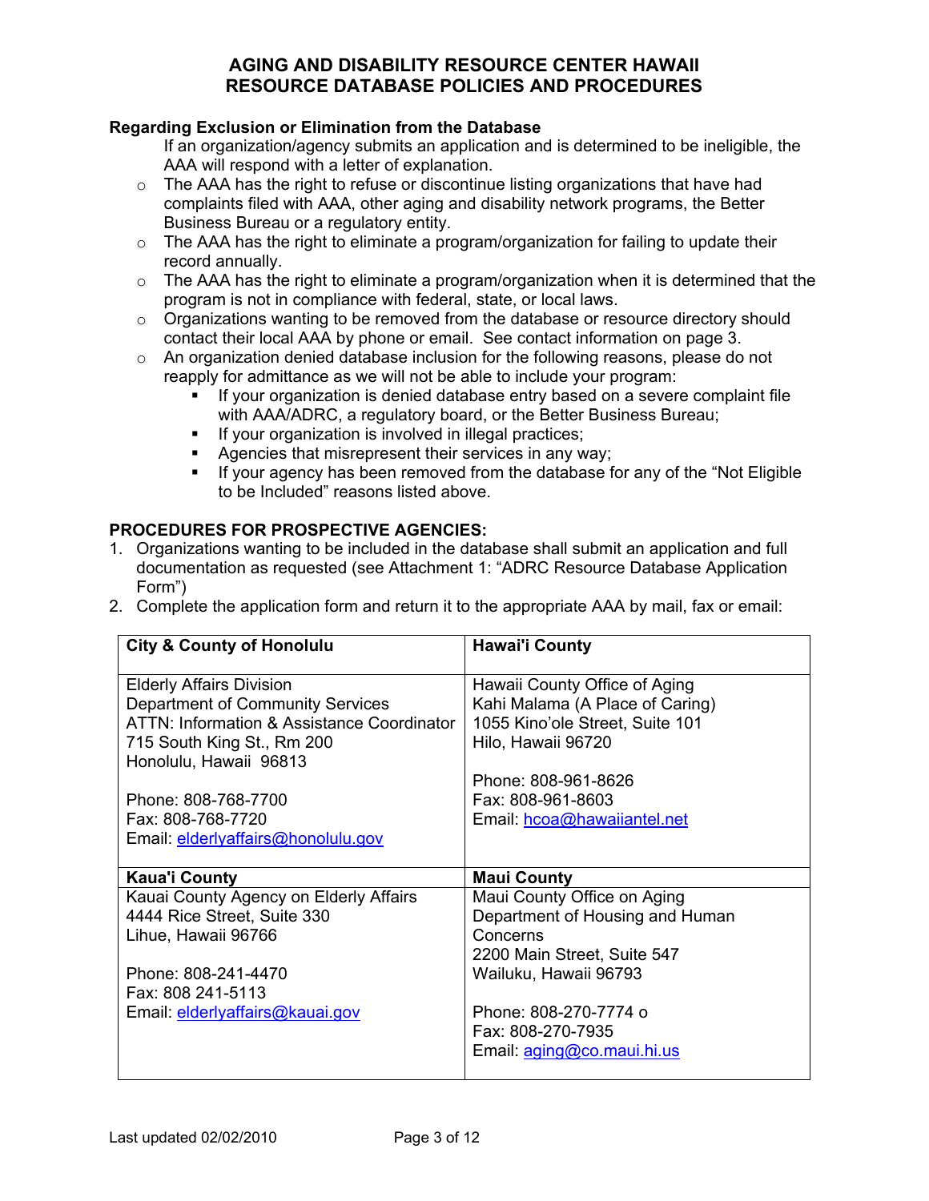# AGING AND DISABILITY RESOURCE CENTER HAWAII
# RESOURCE DATABASE POLICIES AND PROCEDURES

**Regarding Exclusion or Elimination from the Database**

If an organization/agency submits an application and is determined to be ineligible, the AAA will respond with a letter of explanation.

- The AAA has the right to refuse or discontinue listing organizations that have had complaints filed with AAA, other aging and disability network programs, the Better Business Bureau or a regulatory entity.
- The AAA has the right to eliminate a program/organization for failing to update their record annually.
- The AAA has the right to eliminate a program/organization when it is determined that the program is not in compliance with federal, state, or local laws.
- Organizations wanting to be removed from the database or resource directory should contact their local AAA by phone or email. See contact information on page 3.
- An organization denied database inclusion for the following reasons, please do not reapply for admittance as we will not be able to include your program:
  - If your organization is denied database entry based on a severe complaint file with AAA/ADRC, a regulatory board, or the Better Business Bureau;
  - If your organization is involved in illegal practices;
  - Agencies that misrepresent their services in any way;
  - If your agency has been removed from the database for any of the "Not Eligible to be Included" reasons listed above.

**PROCEDURES FOR PROSPECTIVE AGENCIES:**

1. Organizations wanting to be included in the database shall submit an application and full documentation as requested (see Attachment 1: "ADRC Resource Database Application Form")
2. Complete the application form and return it to the appropriate AAA by mail, fax or email:

| City & County of Honolulu | Hawai'i County |
|---|---|
| Elderly Affairs Division<br>Department of Community Services<br>ATTN: Information & Assistance Coordinator<br>715 South King St., Rm 200<br>Honolulu, Hawaii 96813<br><br>Phone: 808-768-7700<br>Fax: 808-768-7720<br>Email: elderlyaffairs@honolulu.gov | Hawaii County Office of Aging<br>Kahi Malama (A Place of Caring)<br>1055 Kino'ole Street, Suite 101<br>Hilo, Hawaii 96720<br><br>Phone: 808-961-8626<br>Fax: 808-961-8603<br>Email: hcoa@hawaiiantel.net |
| **Kaua'i County** | **Maui County** |
| Kauai County Agency on Elderly Affairs<br>4444 Rice Street, Suite 330<br>Lihue, Hawaii 96766<br><br>Phone: 808-241-4470<br>Fax: 808 241-5113<br>Email: elderlyaffairs@kauai.gov | Maui County Office on Aging<br>Department of Housing and Human Concerns<br>2200 Main Street, Suite 547<br>Wailuku, Hawaii 96793<br><br>Phone: 808-270-7774 o<br>Fax: 808-270-7935<br>Email: aging@co.maui.hi.us |

Last updated 02/02/2010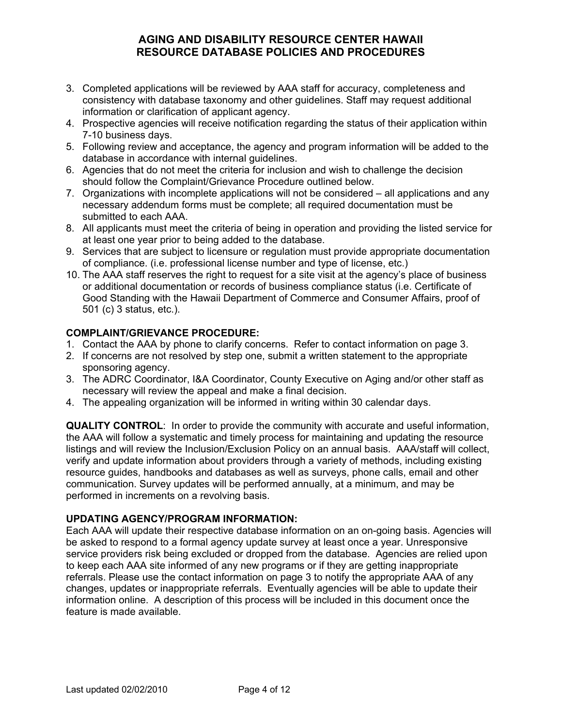3. Completed applications will be reviewed by AAA staff for accuracy, completeness and consistency with database taxonomy and other guidelines. Staff may request additional information or clarification of applicant agency.
4. Prospective agencies will receive notification regarding the status of their application within 7-10 business days.
5. Following review and acceptance, the agency and program information will be added to the database in accordance with internal guidelines.
6. Agencies that do not meet the criteria for inclusion and wish to challenge the decision should follow the Complaint/Grievance Procedure outlined below.
7. Organizations with incomplete applications will not be considered – all applications and any necessary addendum forms must be complete; all required documentation must be submitted to each AAA.
8. All applicants must meet the criteria of being in operation and providing the listed service for at least one year prior to being added to the database.
9. Services that are subject to licensure or regulation must provide appropriate documentation of compliance. (i.e. professional license number and type of license, etc.)
10. The AAA staff reserves the right to request for a site visit at the agency's place of business or additional documentation or records of business compliance status (i.e. Certificate of Good Standing with the Hawaii Department of Commerce and Consumer Affairs, proof of 501 (c) 3 status, etc.).

**COMPLAINT/GRIEVANCE PROCEDURE:**

1. Contact the AAA by phone to clarify concerns. Refer to contact information on page 3.
2. If concerns are not resolved by step one, submit a written statement to the appropriate sponsoring agency.
3. The ADRC Coordinator, I&A Coordinator, County Executive on Aging and/or other staff as necessary will review the appeal and make a final decision.
4. The appealing organization will be informed in writing within 30 calendar days.

**QUALITY CONTROL**: In order to provide the community with accurate and useful information, the AAA will follow a systematic and timely process for maintaining and updating the resource listings and will review the Inclusion/Exclusion Policy on an annual basis. AAA/staff will collect, verify and update information about providers through a variety of methods, including existing resource guides, handbooks and databases as well as surveys, phone calls, email and other communication. Survey updates will be performed annually, at a minimum, and may be performed in increments on a revolving basis.

**UPDATING AGENCY/PROGRAM INFORMATION:**

Each AAA will update their respective database information on an on-going basis. Agencies will be asked to respond to a formal agency update survey at least once a year. Unresponsive service providers risk being excluded or dropped from the database. Agencies are relied upon to keep each AAA site informed of any new programs or if they are getting inappropriate referrals. Please use the contact information on page 3 to notify the appropriate AAA of any changes, updates or inappropriate referrals. Eventually agencies will be able to update their information online. A description of this process will be included in this document once the feature is made available.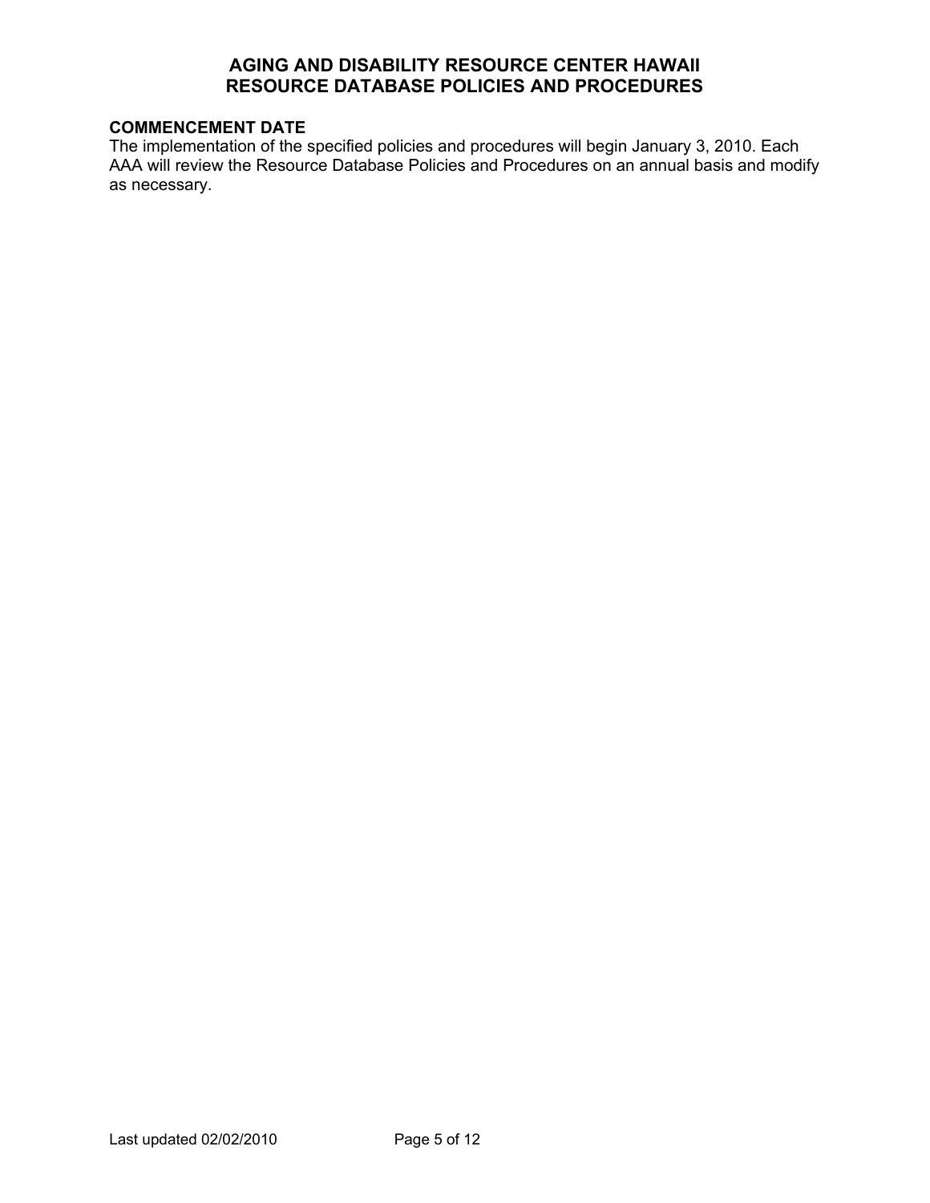**COMMENCEMENT DATE**

The implementation of the specified policies and procedures will begin January 3, 2010. Each AAA will review the Resource Database Policies and Procedures on an annual basis and modify as necessary.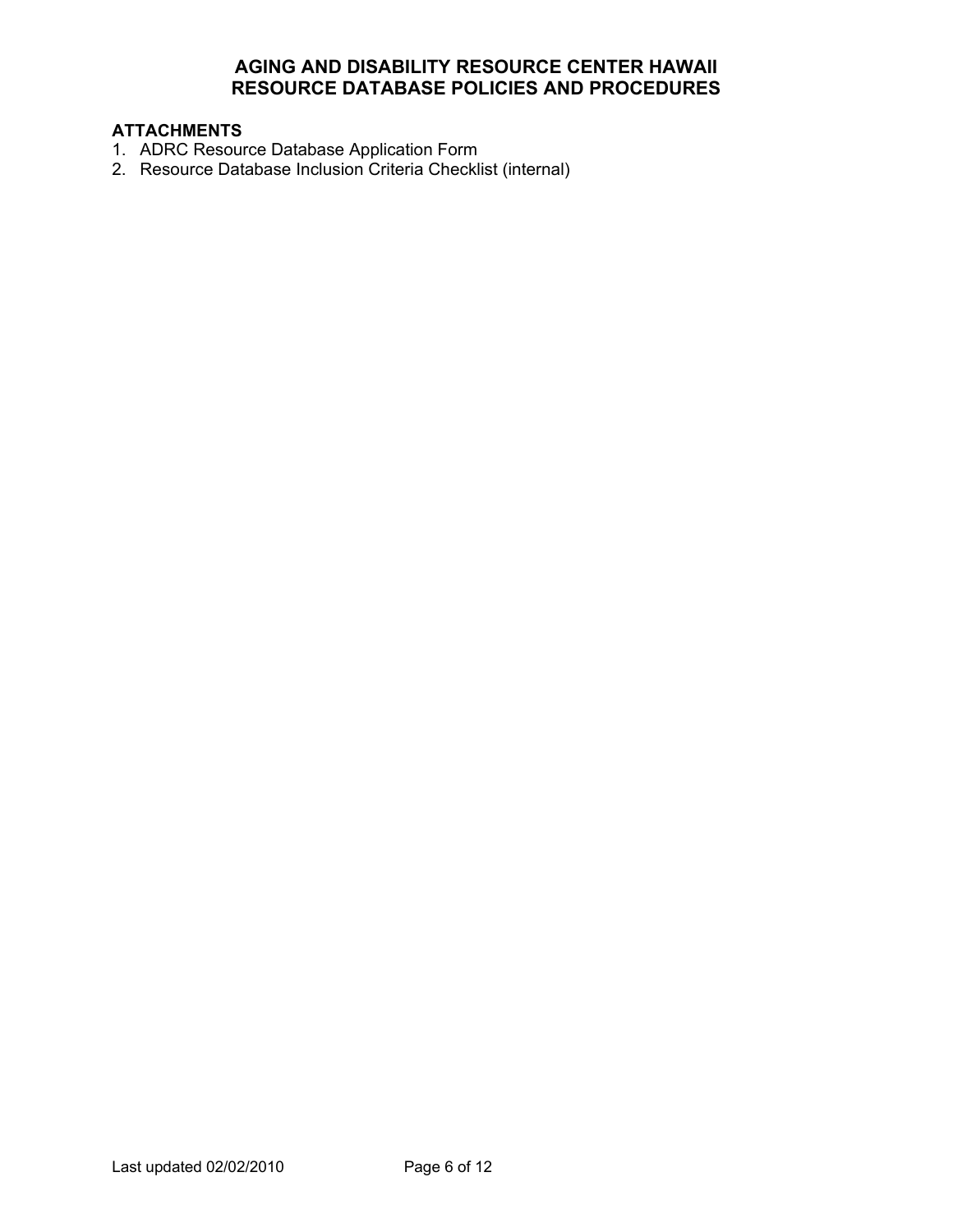## ATTACHMENTS

1. ADRC Resource Database Application Form
2. Resource Database Inclusion Criteria Checklist (internal)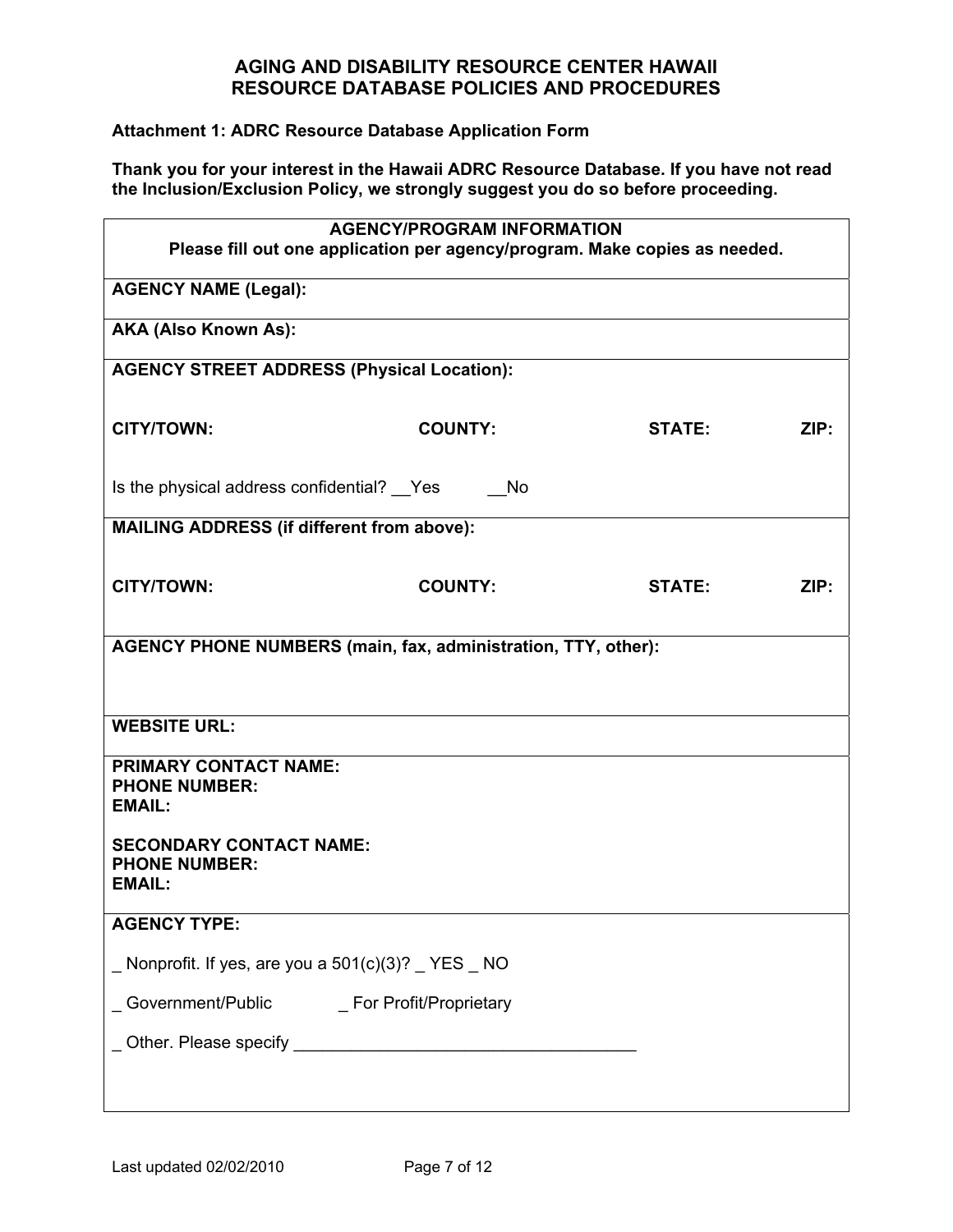## AGING AND DISABILITY RESOURCE CENTER HAWAII
## RESOURCE DATABASE POLICIES AND PROCEDURES

**Attachment 1: ADRC Resource Database Application Form**

**Thank you for your interest in the Hawaii ADRC Resource Database. If you have not read the Inclusion/Exclusion Policy, we strongly suggest you do so before proceeding.**

| **AGENCY/PROGRAM INFORMATION**<br>**Please fill out one application per agency/program. Make copies as needed.** | | | |
|---|---|---|---|
| **AGENCY NAME (Legal):** | | | |
| **AKA (Also Known As):** | | | |
| **AGENCY STREET ADDRESS (Physical Location):** | | | |
| **CITY/TOWN:** | **COUNTY:** | **STATE:** | **ZIP:** |
| Is the physical address confidential? __Yes __No | | | |
| **MAILING ADDRESS (if different from above):** | | | |
| **CITY/TOWN:** | **COUNTY:** | **STATE:** | **ZIP:** |
| **AGENCY PHONE NUMBERS (main, fax, administration, TTY, other):** | | | |
| **WEBSITE URL:** | | | |
| **PRIMARY CONTACT NAME:**<br>**PHONE NUMBER:**<br>**EMAIL:**<br><br>**SECONDARY CONTACT NAME:**<br>**PHONE NUMBER:**<br>**EMAIL:** | | | |
| **AGENCY TYPE:**<br><br>_ Nonprofit. If yes, are you a 501(c)(3)? _ YES _ NO<br><br>_ Government/Public _ For Profit/Proprietary<br><br>_ Other. Please specify ___________________________________ | | | |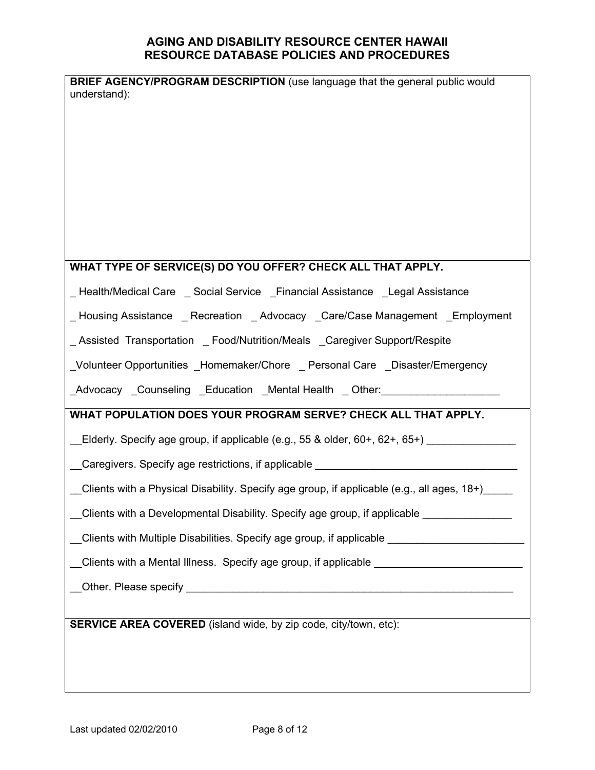**BRIEF AGENCY/PROGRAM DESCRIPTION** (use language that the general public would understand):

**WHAT TYPE OF SERVICE(S) DO YOU OFFER? CHECK ALL THAT APPLY.**

_ Health/Medical Care _ Social Service _Financial Assistance _Legal Assistance

_ Housing Assistance _ Recreation _ Advocacy _Care/Case Management _Employment

_ Assisted Transportation _ Food/Nutrition/Meals _Caregiver Support/Respite

_Volunteer Opportunities _Homemaker/Chore _ Personal Care _Disaster/Emergency

_Advocacy _Counseling _Education _Mental Health _ Other:____________________

**WHAT POPULATION DOES YOUR PROGRAM SERVE? CHECK ALL THAT APPLY.**

__Elderly. Specify age group, if applicable (e.g., 55 & older, 60+, 62+, 65+) _______________

__Caregivers. Specify age restrictions, if applicable ___________________________________

__Clients with a Physical Disability. Specify age group, if applicable (e.g., all ages, 18+)_____

__Clients with a Developmental Disability. Specify age group, if applicable _______________

__Clients with Multiple Disabilities. Specify age group, if applicable _______________________

__Clients with a Mental Illness. Specify age group, if applicable _________________________

__Other. Please specify __________________________________________________________

**SERVICE AREA COVERED** (island wide, by zip code, city/town, etc):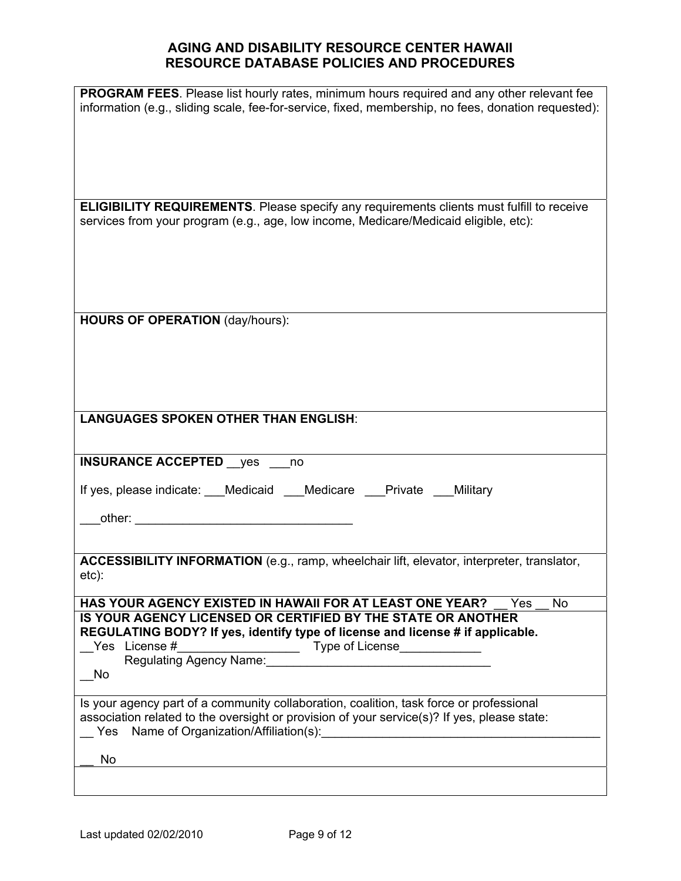**AGING AND DISABILITY RESOURCE CENTER HAWAII**
**RESOURCE DATABASE POLICIES AND PROCEDURES**

**PROGRAM FEES**. Please list hourly rates, minimum hours required and any other relevant fee information (e.g., sliding scale, fee-for-service, fixed, membership, no fees, donation requested):

**ELIGIBILITY REQUIREMENTS**. Please specify any requirements clients must fulfill to receive services from your program (e.g., age, low income, Medicare/Medicaid eligible, etc):

**HOURS OF OPERATION** (day/hours):

**LANGUAGES SPOKEN OTHER THAN ENGLISH**:

**INSURANCE ACCEPTED** __yes ___no

If yes, please indicate: ___Medicaid ___Medicare ___Private ___Military

___other: ________________________________

**ACCESSIBILITY INFORMATION** (e.g., ramp, wheelchair lift, elevator, interpreter, translator, etc):

**HAS YOUR AGENCY EXISTED IN HAWAII FOR AT LEAST ONE YEAR?** __ Yes __ No

**IS YOUR AGENCY LICENSED OR CERTIFIED BY THE STATE OR ANOTHER REGULATING BODY? If yes, identify type of license and license # if applicable.**

__Yes License #_________________ Type of License____________

Regulating Agency Name:_________________________________

__No

Is your agency part of a community collaboration, coalition, task force or professional association related to the oversight or provision of your service(s)? If yes, please state:

__ Yes Name of Organization/Affiliation(s):_________________________________________

__ No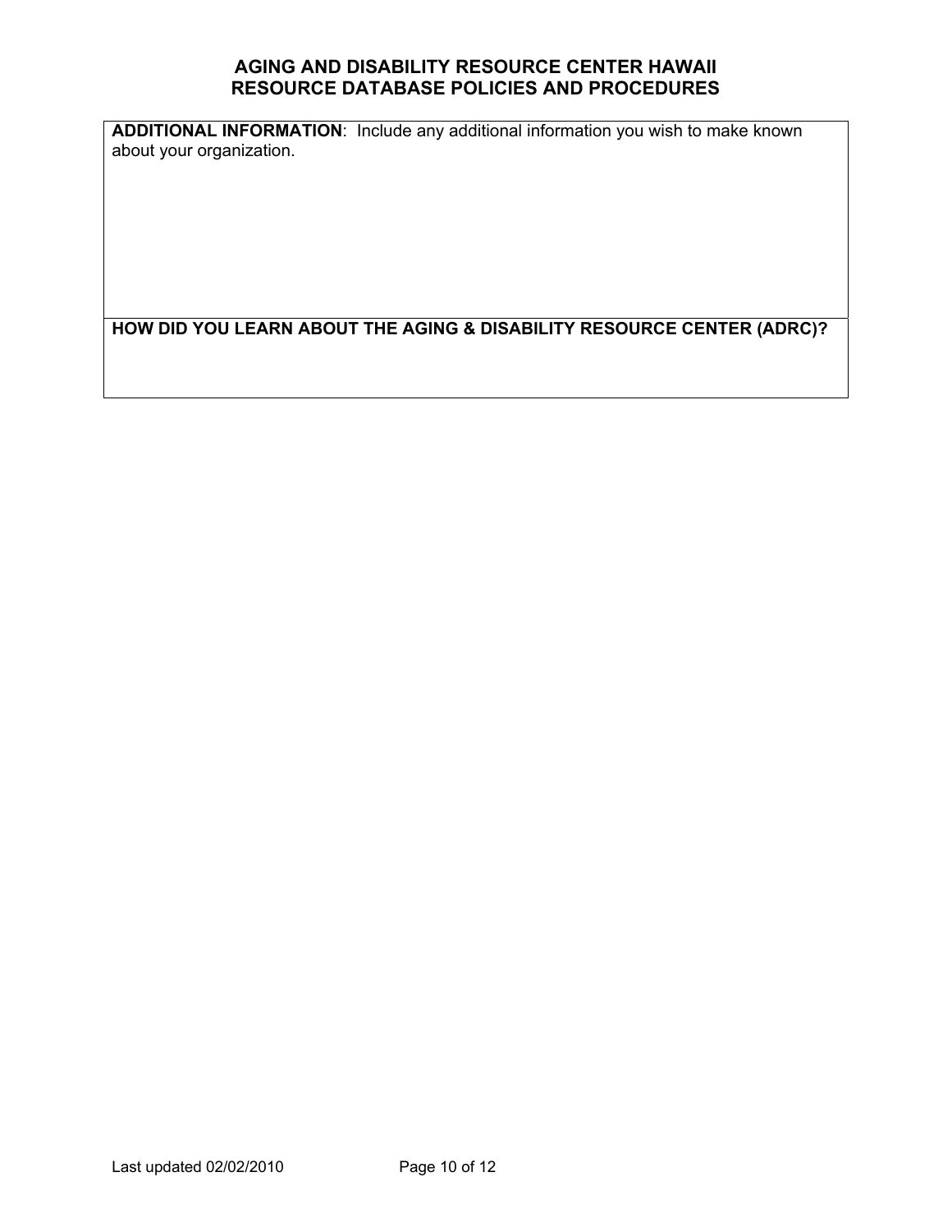**ADDITIONAL INFORMATION**: Include any additional information you wish to make known about your organization.

**HOW DID YOU LEARN ABOUT THE AGING & DISABILITY RESOURCE CENTER (ADRC)?**

Last updated 02/02/2010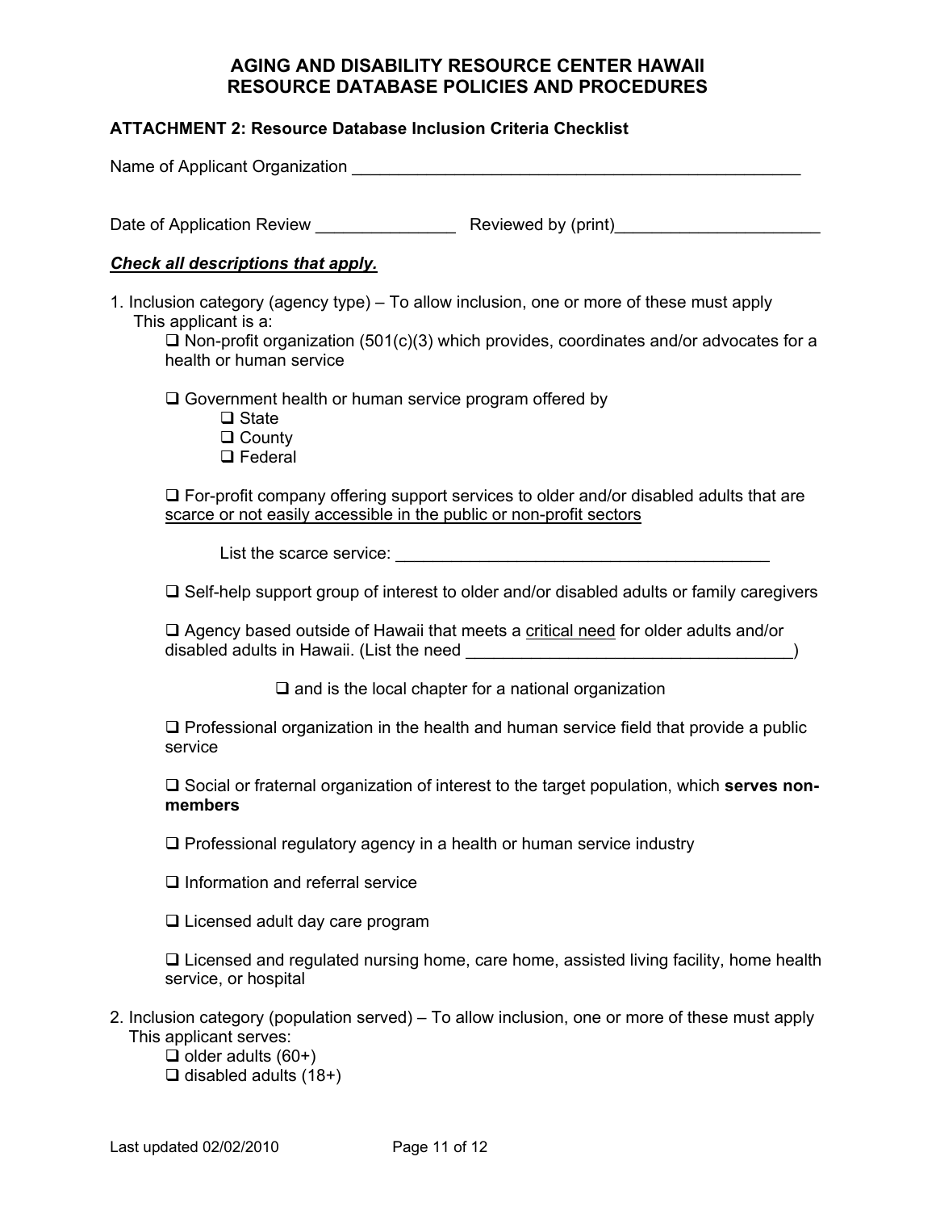# AGING AND DISABILITY RESOURCE CENTER HAWAII
# RESOURCE DATABASE POLICIES AND PROCEDURES

**ATTACHMENT 2: Resource Database Inclusion Criteria Checklist**

Name of Applicant Organization ___________________________________________________

Date of Application Review _______________ Reviewed by (print)______________________

***Check all descriptions that apply.***

1. Inclusion category (agency type) – To allow inclusion, one or more of these must apply
   This applicant is a:
   - ☐ Non-profit organization (501(c)(3) which provides, coordinates and/or advocates for a health or human service
   - ☐ Government health or human service program offered by
     - ☐ State
     - ☐ County
     - ☐ Federal
   - ☐ For-profit company offering support services to older and/or disabled adults that are <u>scarce or not easily accessible in the public or non-profit sectors</u>

     List the scarce service: ________________________________________
   - ☐ Self-help support group of interest to older and/or disabled adults or family caregivers
   - ☐ Agency based outside of Hawaii that meets a <u>critical need</u> for older adults and/or disabled adults in Hawaii. (List the need ___________________________________)
     - ☐ and is the local chapter for a national organization
   - ☐ Professional organization in the health and human service field that provide a public service
   - ☐ Social or fraternal organization of interest to the target population, which **serves non-members**
   - ☐ Professional regulatory agency in a health or human service industry
   - ☐ Information and referral service
   - ☐ Licensed adult day care program
   - ☐ Licensed and regulated nursing home, care home, assisted living facility, home health service, or hospital
2. Inclusion category (population served) – To allow inclusion, one or more of these must apply
   This applicant serves:
   - ☐ older adults (60+)
   - ☐ disabled adults (18+)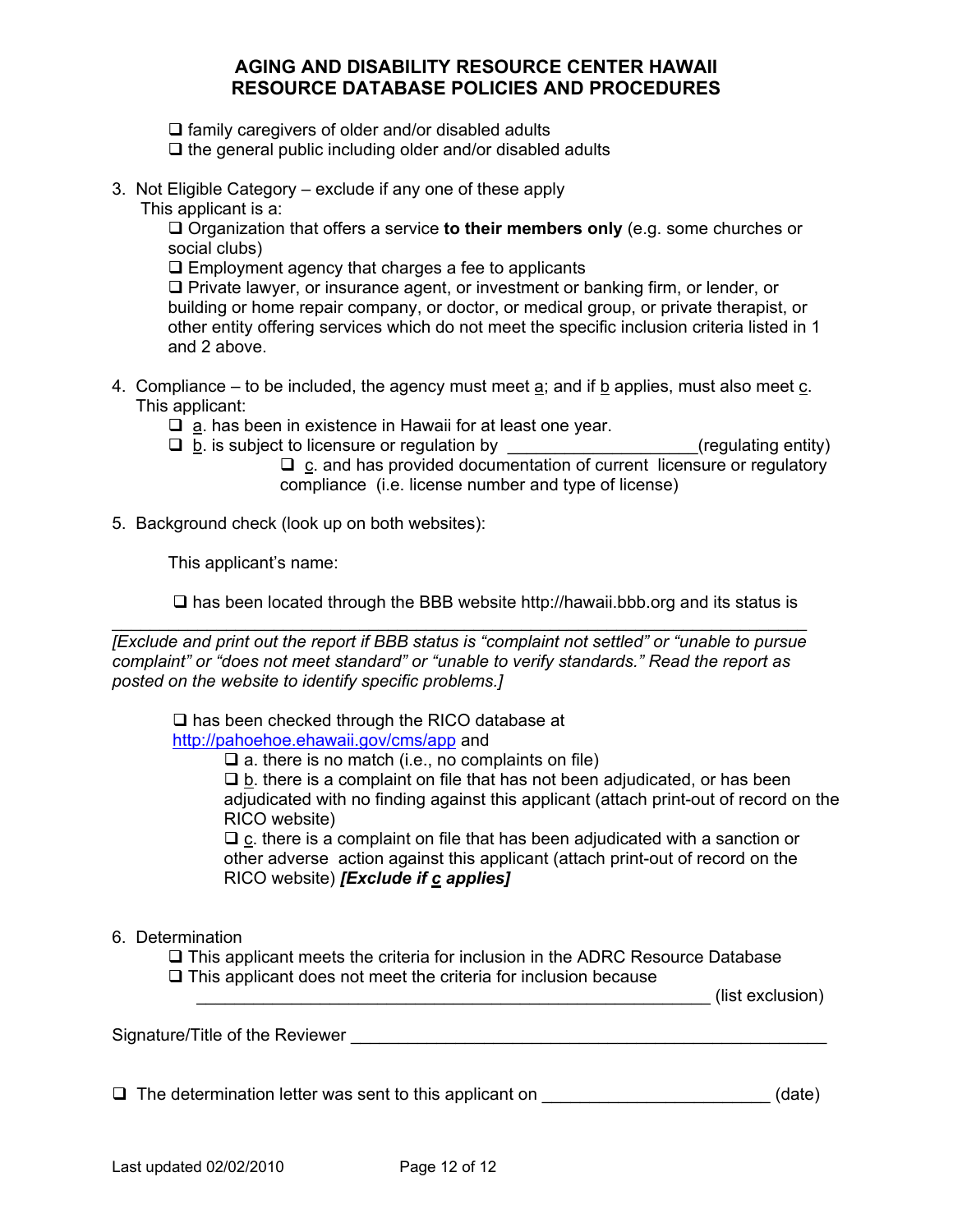- ❑ family caregivers of older and/or disabled adults
- ❑ the general public including older and/or disabled adults

3. Not Eligible Category – exclude if any one of these apply
   This applicant is a:
   - ❑ Organization that offers a service **to their members only** (e.g. some churches or social clubs)
   - ❑ Employment agency that charges a fee to applicants
   - ❑ Private lawyer, or insurance agent, or investment or banking firm, or lender, or building or home repair company, or doctor, or medical group, or private therapist, or other entity offering services which do not meet the specific inclusion criteria listed in 1 and 2 above.

4. Compliance – to be included, the agency must meet a; and if b applies, must also meet c.
   This applicant:
   - ❑ a. has been in existence in Hawaii for at least one year.
   - ❑ b. is subject to licensure or regulation by ____________________(regulating entity)
     - ❑ c. and has provided documentation of current licensure or regulatory compliance (i.e. license number and type of license)

5. Background check (look up on both websites):

   This applicant's name:

   ❑ has been located through the BBB website http://hawaii.bbb.org and its status is
   ____________________________________________________________

*[Exclude and print out the report if BBB status is "complaint not settled" or "unable to pursue complaint" or "does not meet standard" or "unable to verify standards." Read the report as posted on the website to identify specific problems.]*

   ❑ has been checked through the RICO database at http://pahoehoe.ehawaii.gov/cms/app and
   - ❑ a. there is no match (i.e., no complaints on file)
   - ❑ b. there is a complaint on file that has not been adjudicated, or has been adjudicated with no finding against this applicant (attach print-out of record on the RICO website)
   - ❑ c. there is a complaint on file that has been adjudicated with a sanction or other adverse action against this applicant (attach print-out of record on the RICO website) ***[Exclude if c applies]***

6. Determination
   - ❑ This applicant meets the criteria for inclusion in the ADRC Resource Database
   - ❑ This applicant does not meet the criteria for inclusion because
     ________________________________________________________ (list exclusion)

Signature/Title of the Reviewer ________________________________________________

❑ The determination letter was sent to this applicant on ______________________ (date)

Last updated 02/02/2010